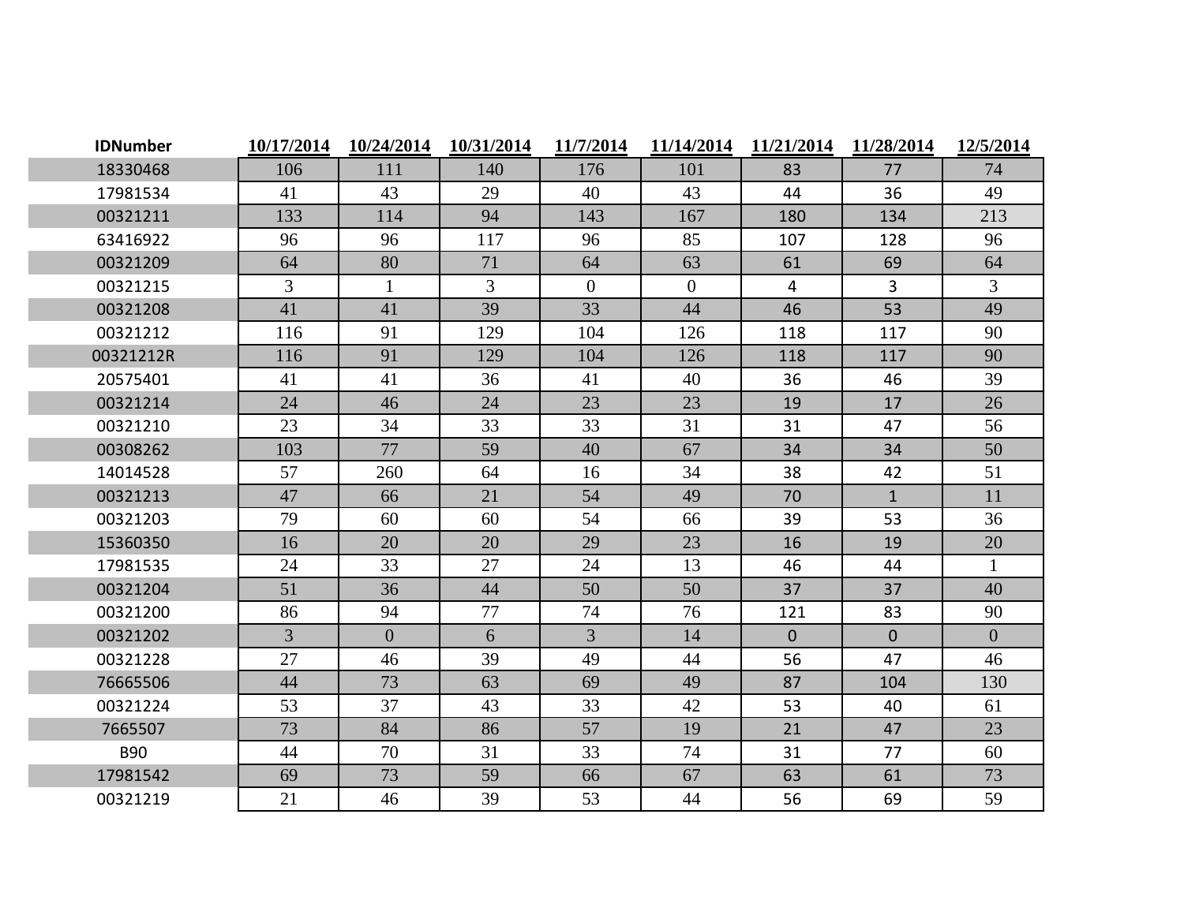| IDNumber | 10/17/2014 | 10/24/2014 | 10/31/2014 | 11/7/2014 | 11/14/2014 | 11/21/2014 | 11/28/2014 | 12/5/2014 |
|---|---|---|---|---|---|---|---|---|
| 18330468 | 106 | 111 | 140 | 176 | 101 | 83 | 77 | 74 |
| 17981534 | 41 | 43 | 29 | 40 | 43 | 44 | 36 | 49 |
| 00321211 | 133 | 114 | 94 | 143 | 167 | 180 | 134 | 213 |
| 63416922 | 96 | 96 | 117 | 96 | 85 | 107 | 128 | 96 |
| 00321209 | 64 | 80 | 71 | 64 | 63 | 61 | 69 | 64 |
| 00321215 | 3 | 1 | 3 | 0 | 0 | 4 | 3 | 3 |
| 00321208 | 41 | 41 | 39 | 33 | 44 | 46 | 53 | 49 |
| 00321212 | 116 | 91 | 129 | 104 | 126 | 118 | 117 | 90 |
| 00321212R | 116 | 91 | 129 | 104 | 126 | 118 | 117 | 90 |
| 20575401 | 41 | 41 | 36 | 41 | 40 | 36 | 46 | 39 |
| 00321214 | 24 | 46 | 24 | 23 | 23 | 19 | 17 | 26 |
| 00321210 | 23 | 34 | 33 | 33 | 31 | 31 | 47 | 56 |
| 00308262 | 103 | 77 | 59 | 40 | 67 | 34 | 34 | 50 |
| 14014528 | 57 | 260 | 64 | 16 | 34 | 38 | 42 | 51 |
| 00321213 | 47 | 66 | 21 | 54 | 49 | 70 | 1 | 11 |
| 00321203 | 79 | 60 | 60 | 54 | 66 | 39 | 53 | 36 |
| 15360350 | 16 | 20 | 20 | 29 | 23 | 16 | 19 | 20 |
| 17981535 | 24 | 33 | 27 | 24 | 13 | 46 | 44 | 1 |
| 00321204 | 51 | 36 | 44 | 50 | 50 | 37 | 37 | 40 |
| 00321200 | 86 | 94 | 77 | 74 | 76 | 121 | 83 | 90 |
| 00321202 | 3 | 0 | 6 | 3 | 14 | 0 | 0 | 0 |
| 00321228 | 27 | 46 | 39 | 49 | 44 | 56 | 47 | 46 |
| 76665506 | 44 | 73 | 63 | 69 | 49 | 87 | 104 | 130 |
| 00321224 | 53 | 37 | 43 | 33 | 42 | 53 | 40 | 61 |
| 7665507 | 73 | 84 | 86 | 57 | 19 | 21 | 47 | 23 |
| B90 | 44 | 70 | 31 | 33 | 74 | 31 | 77 | 60 |
| 17981542 | 69 | 73 | 59 | 66 | 67 | 63 | 61 | 73 |
| 00321219 | 21 | 46 | 39 | 53 | 44 | 56 | 69 | 59 |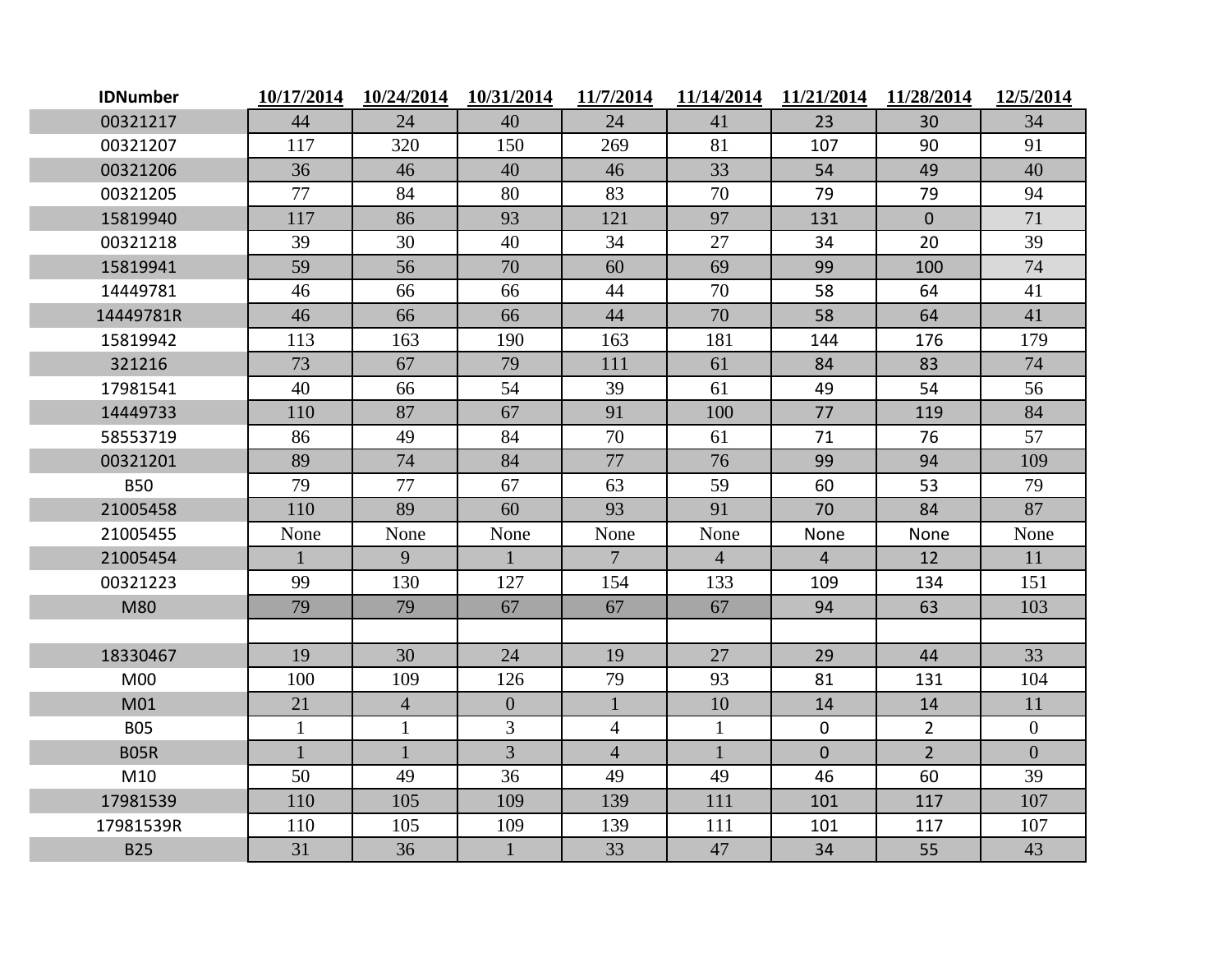| IDNumber | 10/17/2014 | 10/24/2014 | 10/31/2014 | 11/7/2014 | 11/14/2014 | 11/21/2014 | 11/28/2014 | 12/5/2014 |
|---|---|---|---|---|---|---|---|---|
| 00321217 | 44 | 24 | 40 | 24 | 41 | 23 | 30 | 34 |
| 00321207 | 117 | 320 | 150 | 269 | 81 | 107 | 90 | 91 |
| 00321206 | 36 | 46 | 40 | 46 | 33 | 54 | 49 | 40 |
| 00321205 | 77 | 84 | 80 | 83 | 70 | 79 | 79 | 94 |
| 15819940 | 117 | 86 | 93 | 121 | 97 | 131 | 0 | 71 |
| 00321218 | 39 | 30 | 40 | 34 | 27 | 34 | 20 | 39 |
| 15819941 | 59 | 56 | 70 | 60 | 69 | 99 | 100 | 74 |
| 14449781 | 46 | 66 | 66 | 44 | 70 | 58 | 64 | 41 |
| 14449781R | 46 | 66 | 66 | 44 | 70 | 58 | 64 | 41 |
| 15819942 | 113 | 163 | 190 | 163 | 181 | 144 | 176 | 179 |
| 321216 | 73 | 67 | 79 | 111 | 61 | 84 | 83 | 74 |
| 17981541 | 40 | 66 | 54 | 39 | 61 | 49 | 54 | 56 |
| 14449733 | 110 | 87 | 67 | 91 | 100 | 77 | 119 | 84 |
| 58553719 | 86 | 49 | 84 | 70 | 61 | 71 | 76 | 57 |
| 00321201 | 89 | 74 | 84 | 77 | 76 | 99 | 94 | 109 |
| B50 | 79 | 77 | 67 | 63 | 59 | 60 | 53 | 79 |
| 21005458 | 110 | 89 | 60 | 93 | 91 | 70 | 84 | 87 |
| 21005455 | None | None | None | None | None | None | None | None |
| 21005454 | 1 | 9 | 1 | 7 | 4 | 4 | 12 | 11 |
| 00321223 | 99 | 130 | 127 | 154 | 133 | 109 | 134 | 151 |
| M80 | 79 | 79 | 67 | 67 | 67 | 94 | 63 | 103 |
| | | | | | | | | |
| 18330467 | 19 | 30 | 24 | 19 | 27 | 29 | 44 | 33 |
| M00 | 100 | 109 | 126 | 79 | 93 | 81 | 131 | 104 |
| M01 | 21 | 4 | 0 | 1 | 10 | 14 | 14 | 11 |
| B05 | 1 | 1 | 3 | 4 | 1 | 0 | 2 | 0 |
| B05R | 1 | 1 | 3 | 4 | 1 | 0 | 2 | 0 |
| M10 | 50 | 49 | 36 | 49 | 49 | 46 | 60 | 39 |
| 17981539 | 110 | 105 | 109 | 139 | 111 | 101 | 117 | 107 |
| 17981539R | 110 | 105 | 109 | 139 | 111 | 101 | 117 | 107 |
| B25 | 31 | 36 | 1 | 33 | 47 | 34 | 55 | 43 |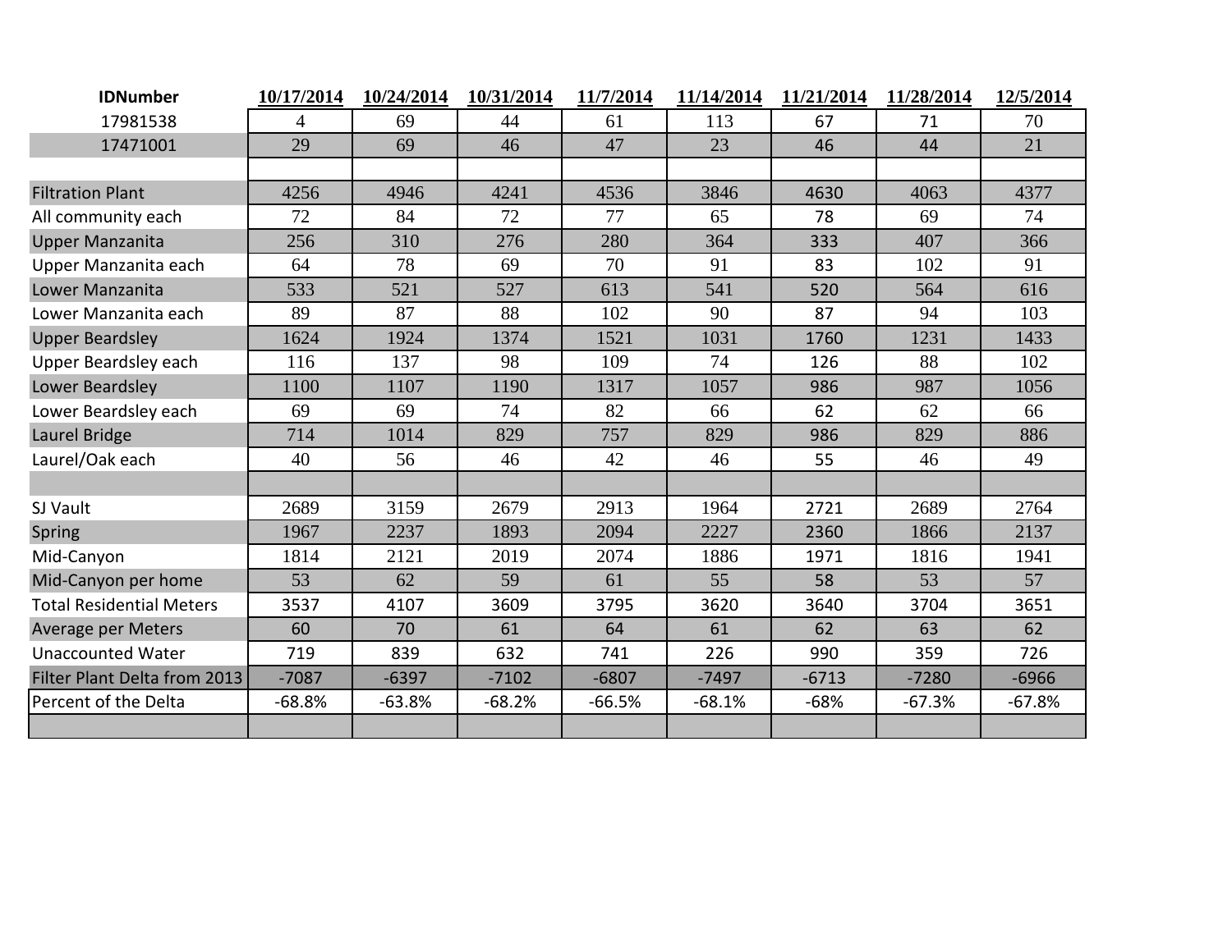| IDNumber | 10/17/2014 | 10/24/2014 | 10/31/2014 | 11/7/2014 | 11/14/2014 | 11/21/2014 | 11/28/2014 | 12/5/2014 |
|---|---|---|---|---|---|---|---|---|
| 17981538 | 4 | 69 | 44 | 61 | 113 | 67 | 71 | 70 |
| 17471001 | 29 | 69 | 46 | 47 | 23 | 46 | 44 | 21 |
| | | | | | | | | |
| Filtration Plant | 4256 | 4946 | 4241 | 4536 | 3846 | 4630 | 4063 | 4377 |
| All community each | 72 | 84 | 72 | 77 | 65 | 78 | 69 | 74 |
| Upper Manzanita | 256 | 310 | 276 | 280 | 364 | 333 | 407 | 366 |
| Upper Manzanita each | 64 | 78 | 69 | 70 | 91 | 83 | 102 | 91 |
| Lower Manzanita | 533 | 521 | 527 | 613 | 541 | 520 | 564 | 616 |
| Lower Manzanita each | 89 | 87 | 88 | 102 | 90 | 87 | 94 | 103 |
| Upper Beardsley | 1624 | 1924 | 1374 | 1521 | 1031 | 1760 | 1231 | 1433 |
| Upper Beardsley each | 116 | 137 | 98 | 109 | 74 | 126 | 88 | 102 |
| Lower Beardsley | 1100 | 1107 | 1190 | 1317 | 1057 | 986 | 987 | 1056 |
| Lower Beardsley each | 69 | 69 | 74 | 82 | 66 | 62 | 62 | 66 |
| Laurel Bridge | 714 | 1014 | 829 | 757 | 829 | 986 | 829 | 886 |
| Laurel/Oak each | 40 | 56 | 46 | 42 | 46 | 55 | 46 | 49 |
| | | | | | | | | |
| SJ Vault | 2689 | 3159 | 2679 | 2913 | 1964 | 2721 | 2689 | 2764 |
| Spring | 1967 | 2237 | 1893 | 2094 | 2227 | 2360 | 1866 | 2137 |
| Mid-Canyon | 1814 | 2121 | 2019 | 2074 | 1886 | 1971 | 1816 | 1941 |
| Mid-Canyon per home | 53 | 62 | 59 | 61 | 55 | 58 | 53 | 57 |
| Total Residential Meters | 3537 | 4107 | 3609 | 3795 | 3620 | 3640 | 3704 | 3651 |
| Average per Meters | 60 | 70 | 61 | 64 | 61 | 62 | 63 | 62 |
| Unaccounted Water | 719 | 839 | 632 | 741 | 226 | 990 | 359 | 726 |
| Filter Plant Delta from 2013 | -7087 | -6397 | -7102 | -6807 | -7497 | -6713 | -7280 | -6966 |
| Percent of the Delta | -68.8% | -63.8% | -68.2% | -66.5% | -68.1% | -68% | -67.3% | -67.8% |
| | | | | | | | | |